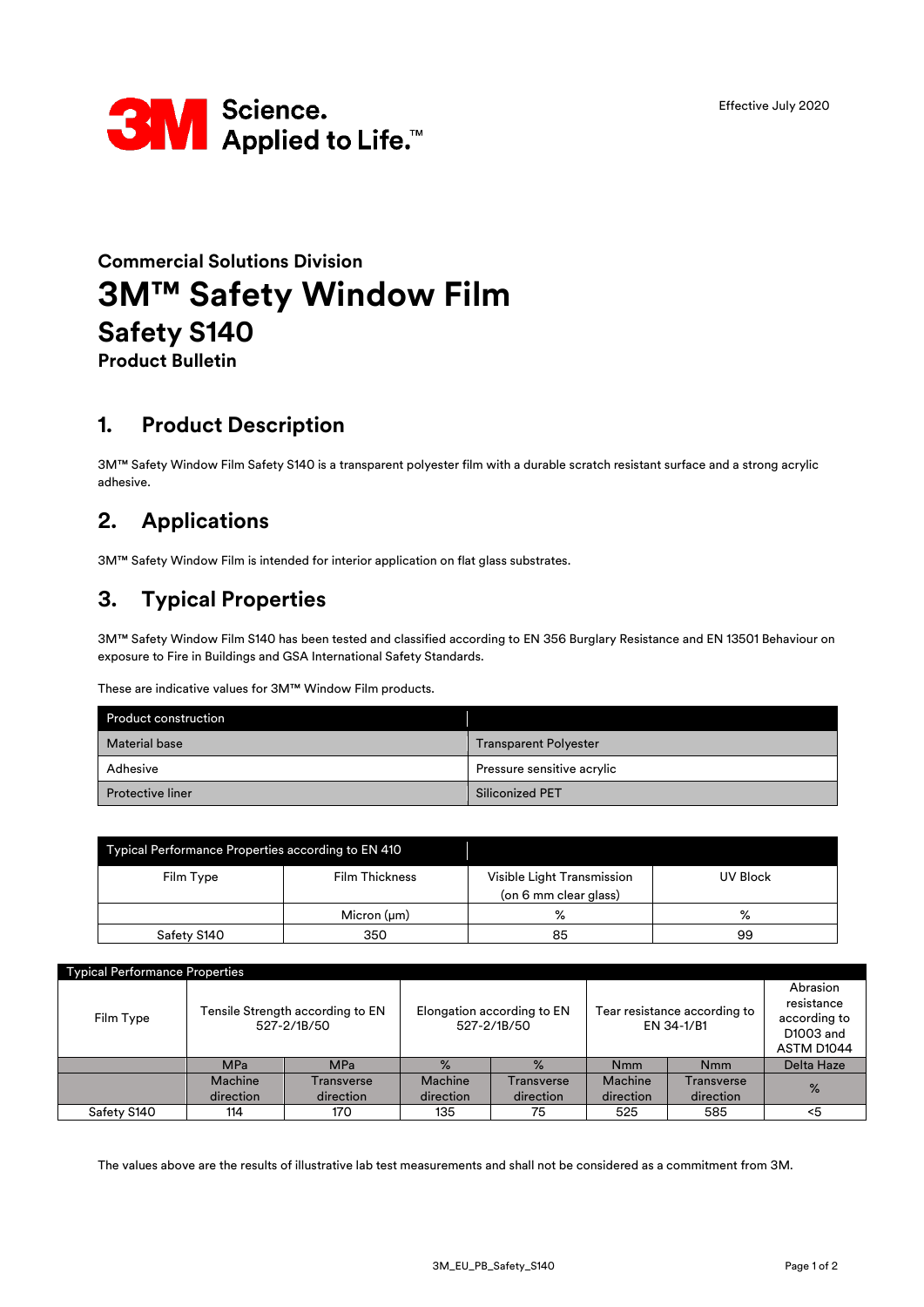3M Science. Applied to Life.™

Effective July 2020

## Commercial Solutions Division

# 3M™ Safety Window Film

## Safety S140

### Product Bulletin

## 1. Product Description

3M™ Safety Window Film Safety S140 is a transparent polyester film with a durable scratch resistant surface and a strong acrylic adhesive.

## 2. Applications

3M™ Safety Window Film is intended for interior application on flat glass substrates.

## 3. Typical Properties

3M™ Safety Window Film S140 has been tested and classified according to EN 356 Burglary Resistance and EN 13501 Behaviour on exposure to Fire in Buildings and GSA International Safety Standards.

These are indicative values for 3M™ Window Film products.

| Product construction | |
|---|---|
| Material base | Transparent Polyester |
| Adhesive | Pressure sensitive acrylic |
| Protective liner | Siliconized PET |

| Typical Performance Properties according to EN 410 | | | |
|---|---|---|---|
| Film Type | Film Thickness | Visible Light Transmission (on 6 mm clear glass) | UV Block |
| | Micron (µm) | % | % |
| Safety S140 | 350 | 85 | 99 |

| Typical Performance Properties | | | | | | | |
|---|---|---|---|---|---|---|---|
| Film Type | Tensile Strength according to EN 527-2/1B/50 | | Elongation according to EN 527-2/1B/50 | | Tear resistance according to EN 34-1/B1 | | Abrasion resistance according to D1003 and ASTM D1044 |
| | MPa | MPa | % | % | Nmm | Nmm | Delta Haze |
| | Machine direction | Transverse direction | Machine direction | Transverse direction | Machine direction | Transverse direction | % |
| Safety S140 | 114 | 170 | 135 | 75 | 525 | 585 | <5 |

The values above are the results of illustrative lab test measurements and shall not be considered as a commitment from 3M.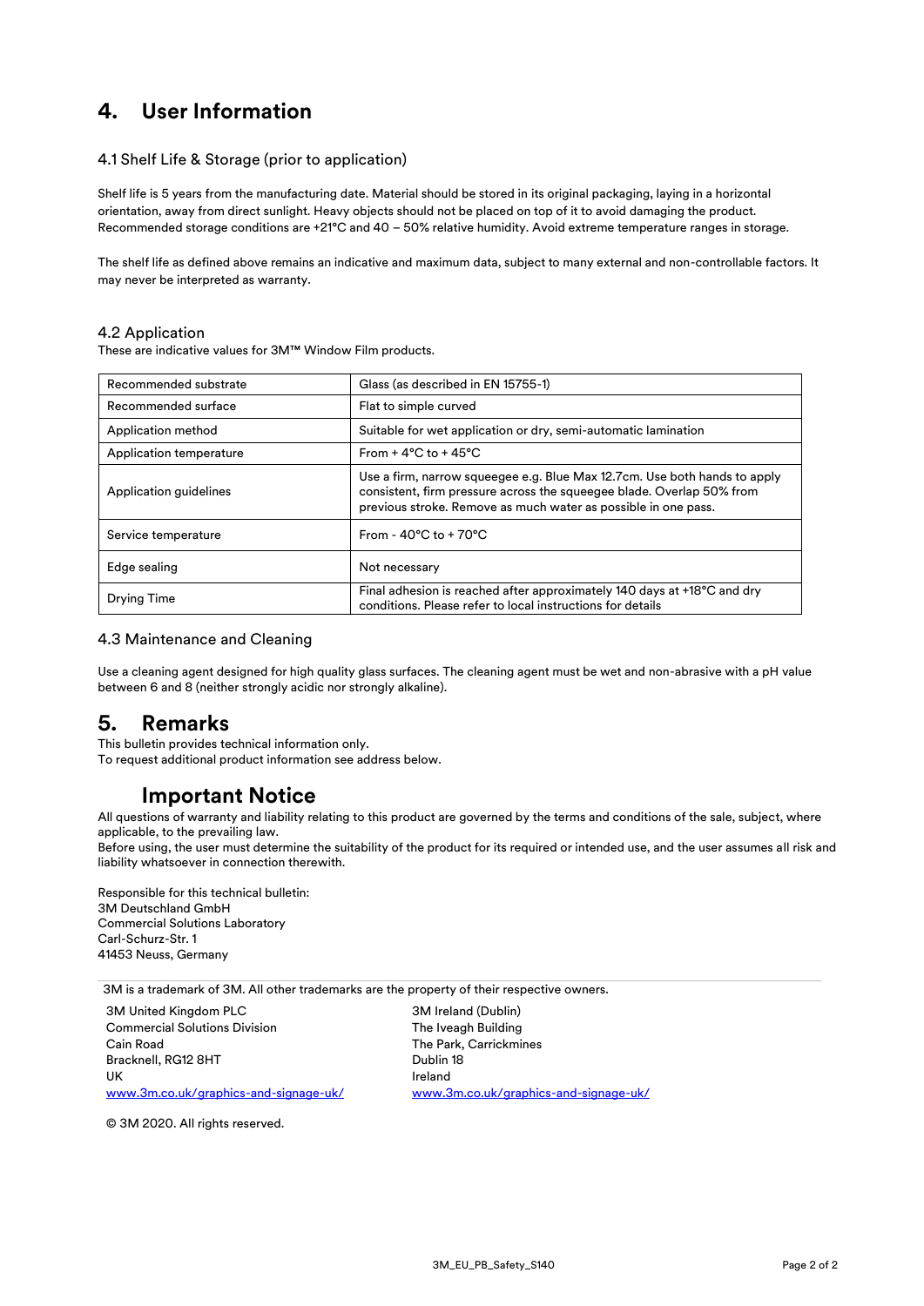# 4. User Information

## 4.1 Shelf Life & Storage (prior to application)

Shelf life is 5 years from the manufacturing date. Material should be stored in its original packaging, laying in a horizontal orientation, away from direct sunlight. Heavy objects should not be placed on top of it to avoid damaging the product. Recommended storage conditions are +21°C and 40 – 50% relative humidity. Avoid extreme temperature ranges in storage.

The shelf life as defined above remains an indicative and maximum data, subject to many external and non-controllable factors. It may never be interpreted as warranty.

## 4.2 Application

These are indicative values for 3M™ Window Film products.

| | |
|---|---|
| Recommended substrate | Glass (as described in EN 15755-1) |
| Recommended surface | Flat to simple curved |
| Application method | Suitable for wet application or dry, semi-automatic lamination |
| Application temperature | From + 4°C to + 45°C |
| Application guidelines | Use a firm, narrow squeegee e.g. Blue Max 12.7cm. Use both hands to apply consistent, firm pressure across the squeegee blade. Overlap 50% from previous stroke. Remove as much water as possible in one pass. |
| Service temperature | From - 40°C to + 70°C |
| Edge sealing | Not necessary |
| Drying Time | Final adhesion is reached after approximately 140 days at +18°C and dry conditions. Please refer to local instructions for details |

## 4.3 Maintenance and Cleaning

Use a cleaning agent designed for high quality glass surfaces. The cleaning agent must be wet and non-abrasive with a pH value between 6 and 8 (neither strongly acidic nor strongly alkaline).

# 5. Remarks

This bulletin provides technical information only.
To request additional product information see address below.

## Important Notice

All questions of warranty and liability relating to this product are governed by the terms and conditions of the sale, subject, where applicable, to the prevailing law.
Before using, the user must determine the suitability of the product for its required or intended use, and the user assumes all risk and liability whatsoever in connection therewith.

Responsible for this technical bulletin:
3M Deutschland GmbH
Commercial Solutions Laboratory
Carl-Schurz-Str. 1
41453 Neuss, Germany

3M is a trademark of 3M. All other trademarks are the property of their respective owners.

3M United Kingdom PLC
Commercial Solutions Division
Cain Road
Bracknell, RG12 8HT
UK
www.3m.co.uk/graphics-and-signage-uk/

3M Ireland (Dublin)
The Iveagh Building
The Park, Carrickmines
Dublin 18
Ireland
www.3m.co.uk/graphics-and-signage-uk/

© 3M 2020. All rights reserved.

3M_EU_PB_Safety_S140